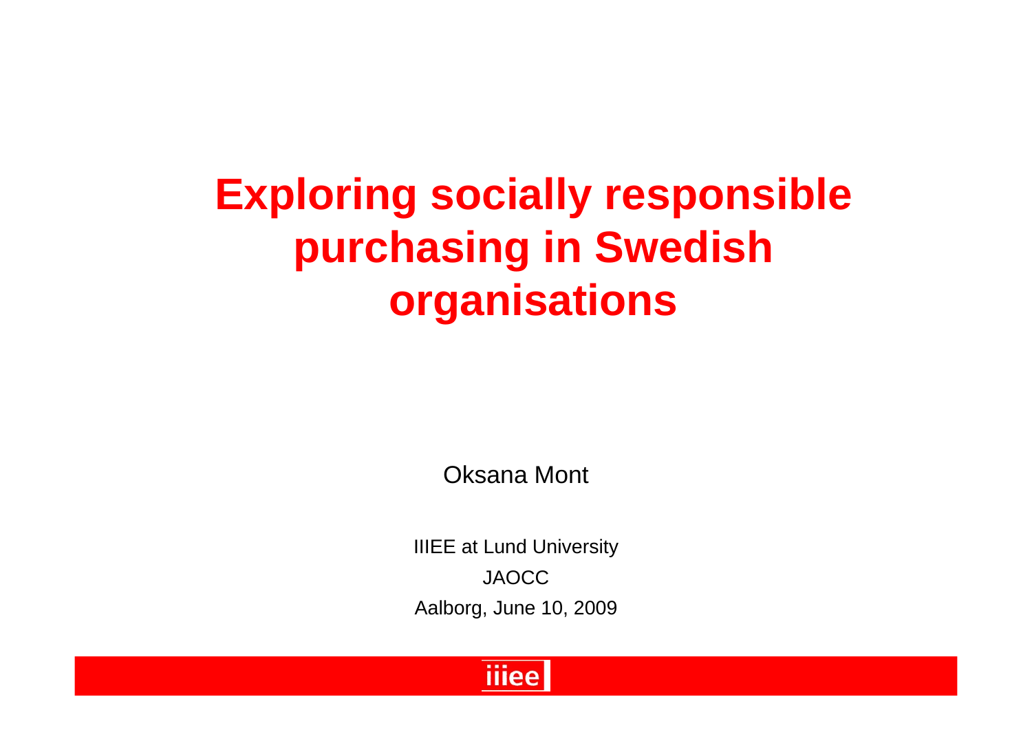# Exploring socially responsible purchasing in Swedish organisations

Oksana Mont

IIIEE at Lund University

JAOCC

Aalborg, June 10, 2009

iiiee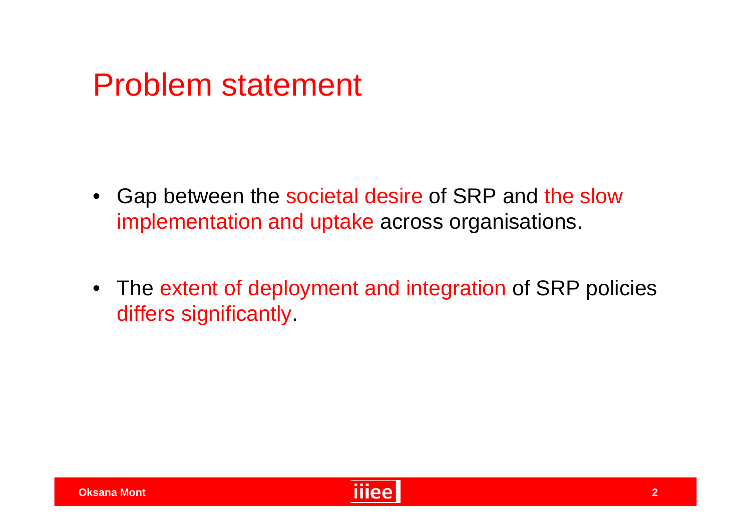# Problem statement

- Gap between the societal desire of SRP and the slow implementation and uptake across organisations.
- The extent of deployment and integration of SRP policies differs significantly.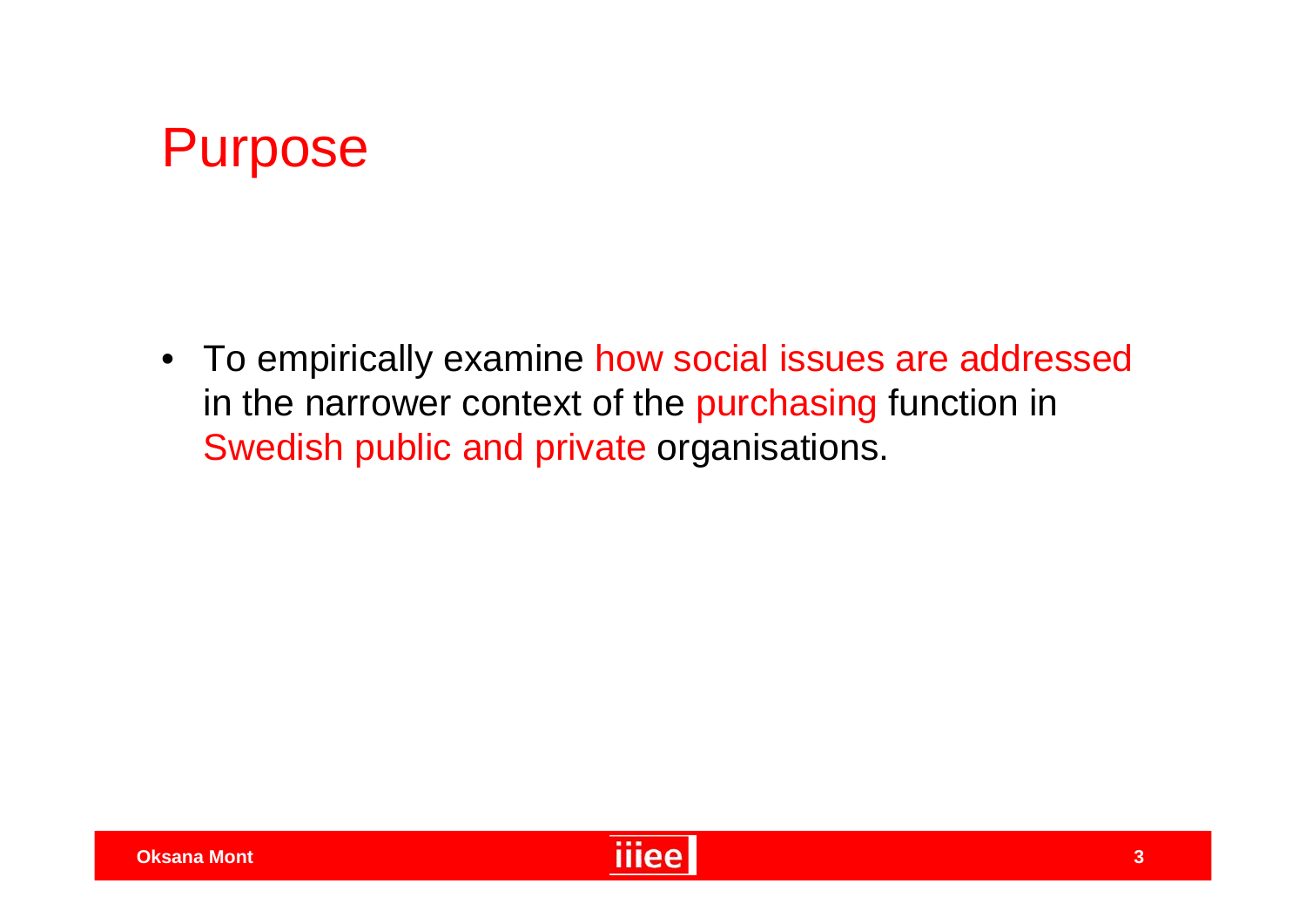# Purpose

- To empirically examine how social issues are addressed in the narrower context of the purchasing function in Swedish public and private organisations.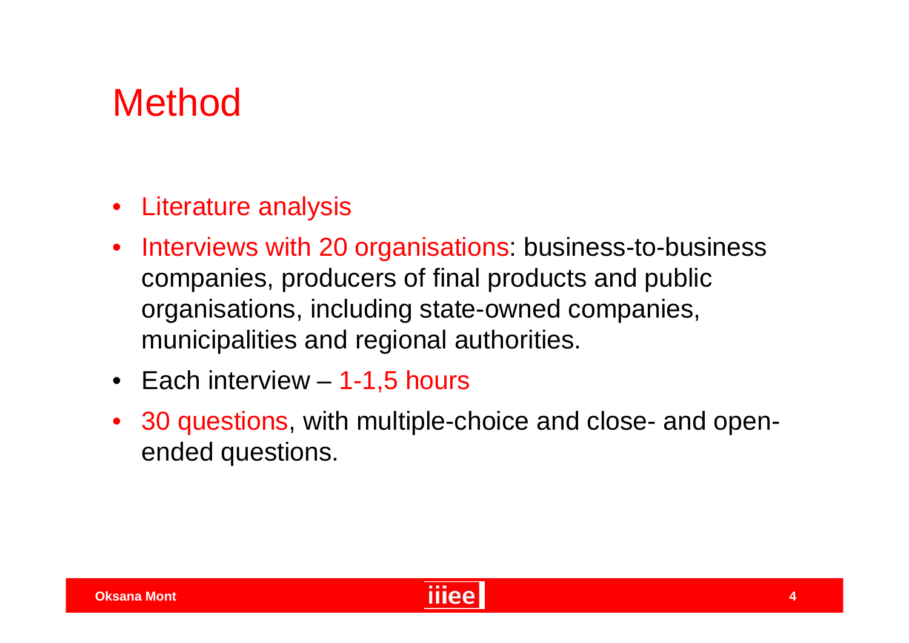# Method

- Literature analysis
- Interviews with 20 organisations: business-to-business companies, producers of final products and public organisations, including state-owned companies, municipalities and regional authorities.
- Each interview – 1-1,5 hours
- 30 questions, with multiple-choice and close- and open-ended questions.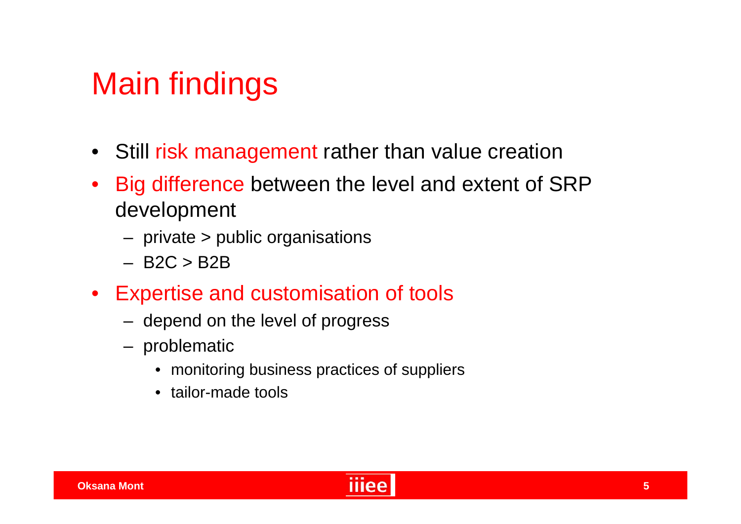# Main findings

- Still risk management rather than value creation
- Big difference between the level and extent of SRP development
  - private > public organisations
  - B2C > B2B
- Expertise and customisation of tools
  - depend on the level of progress
  - problematic
    - monitoring business practices of suppliers
    - tailor-made tools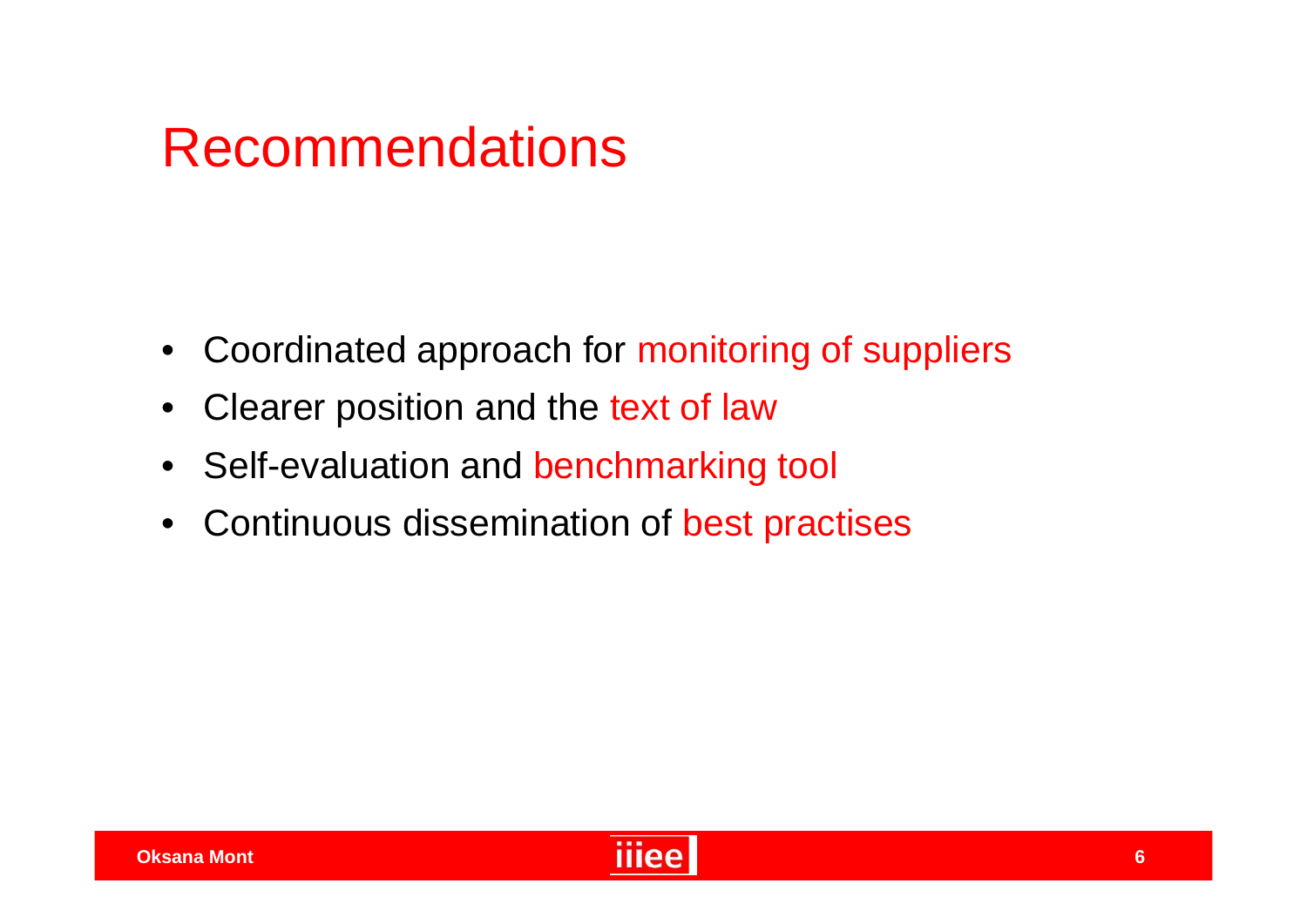# Recommendations

- Coordinated approach for monitoring of suppliers
- Clearer position and the text of law
- Self-evaluation and benchmarking tool
- Continuous dissemination of best practises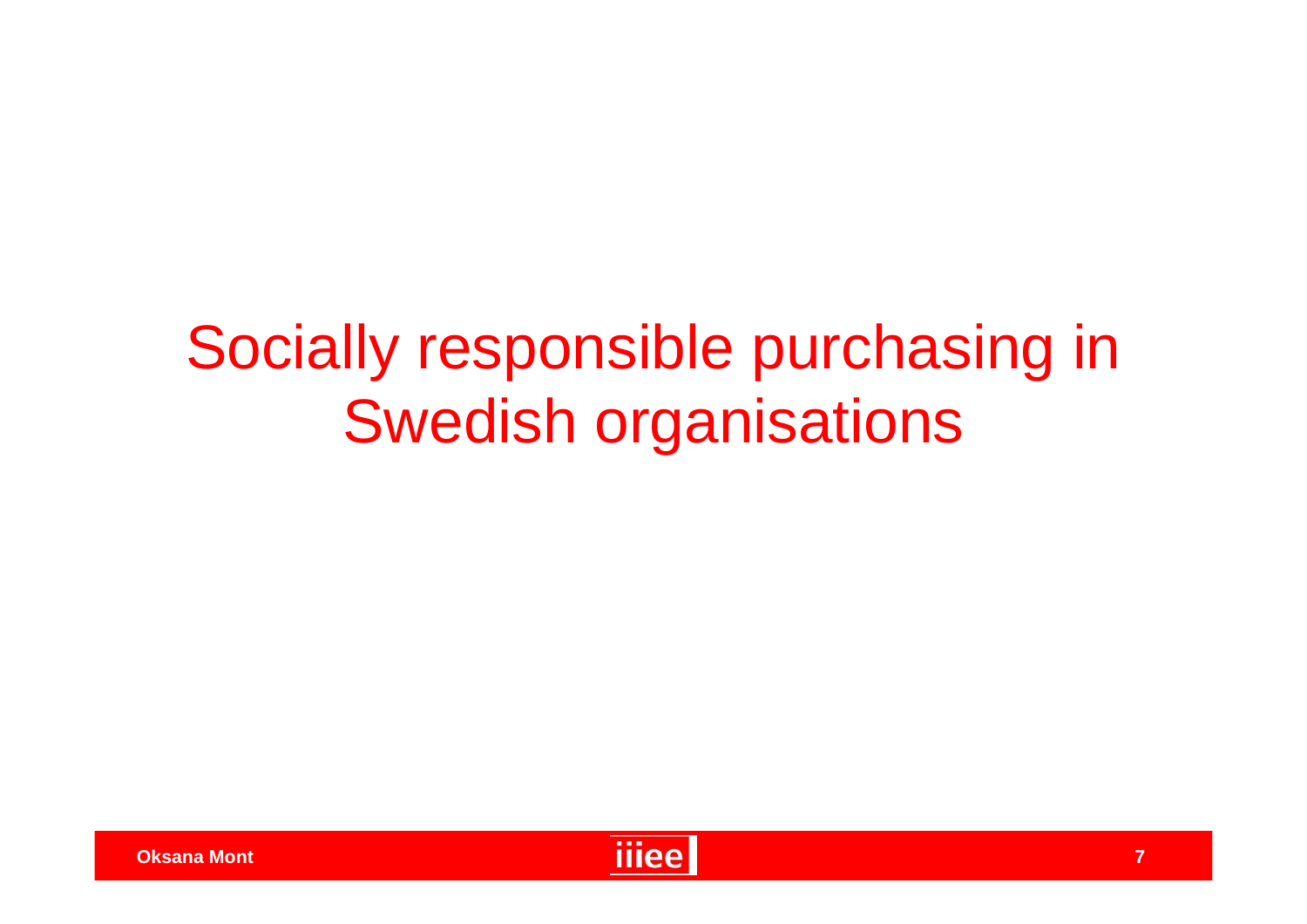# Socially responsible purchasing in Swedish organisations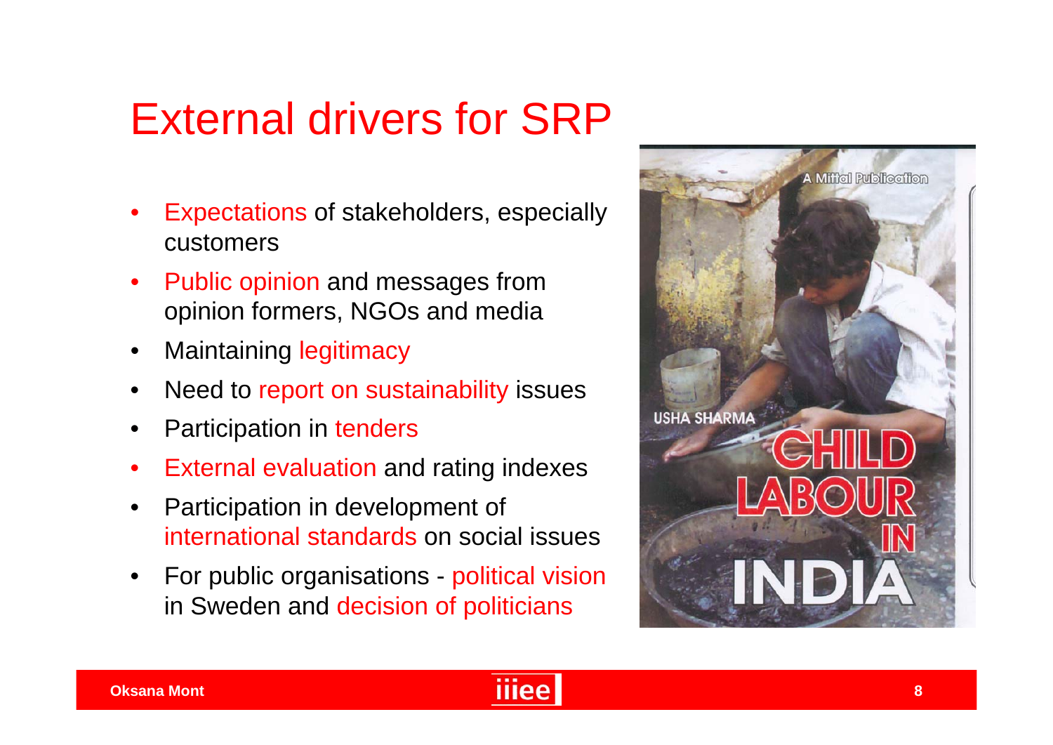# External drivers for SRP

- Expectations of stakeholders, especially customers
- Public opinion and messages from opinion formers, NGOs and media
- Maintaining legitimacy
- Need to report on sustainability issues
- Participation in tenders
- External evaluation and rating indexes
- Participation in development of international standards on social issues
- For public organisations - political vision in Sweden and decision of politicians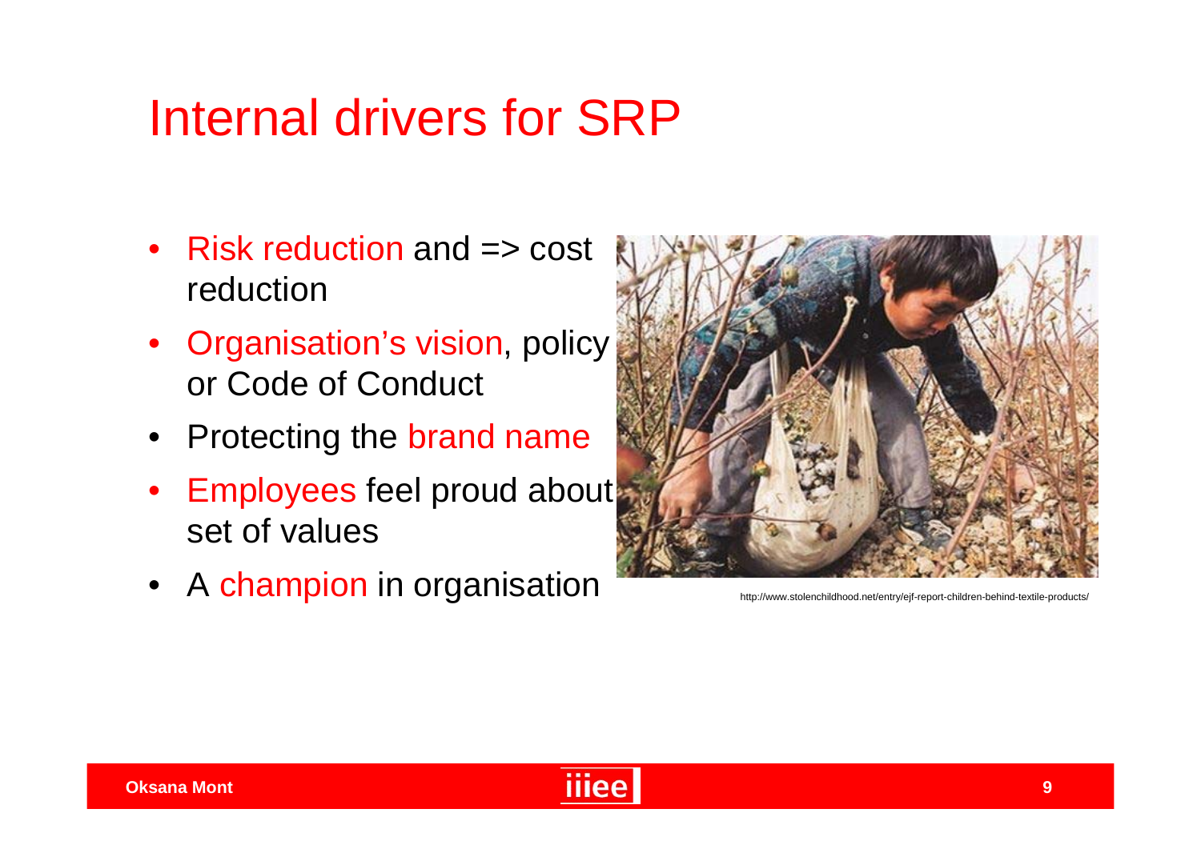# Internal drivers for SRP

- Risk reduction and => cost reduction
- Organisation's vision, policy or Code of Conduct
- Protecting the brand name
- Employees feel proud about set of values
- A champion in organisation

http://www.stolenchildhood.net/entry/ejf-report-children-behind-textile-products/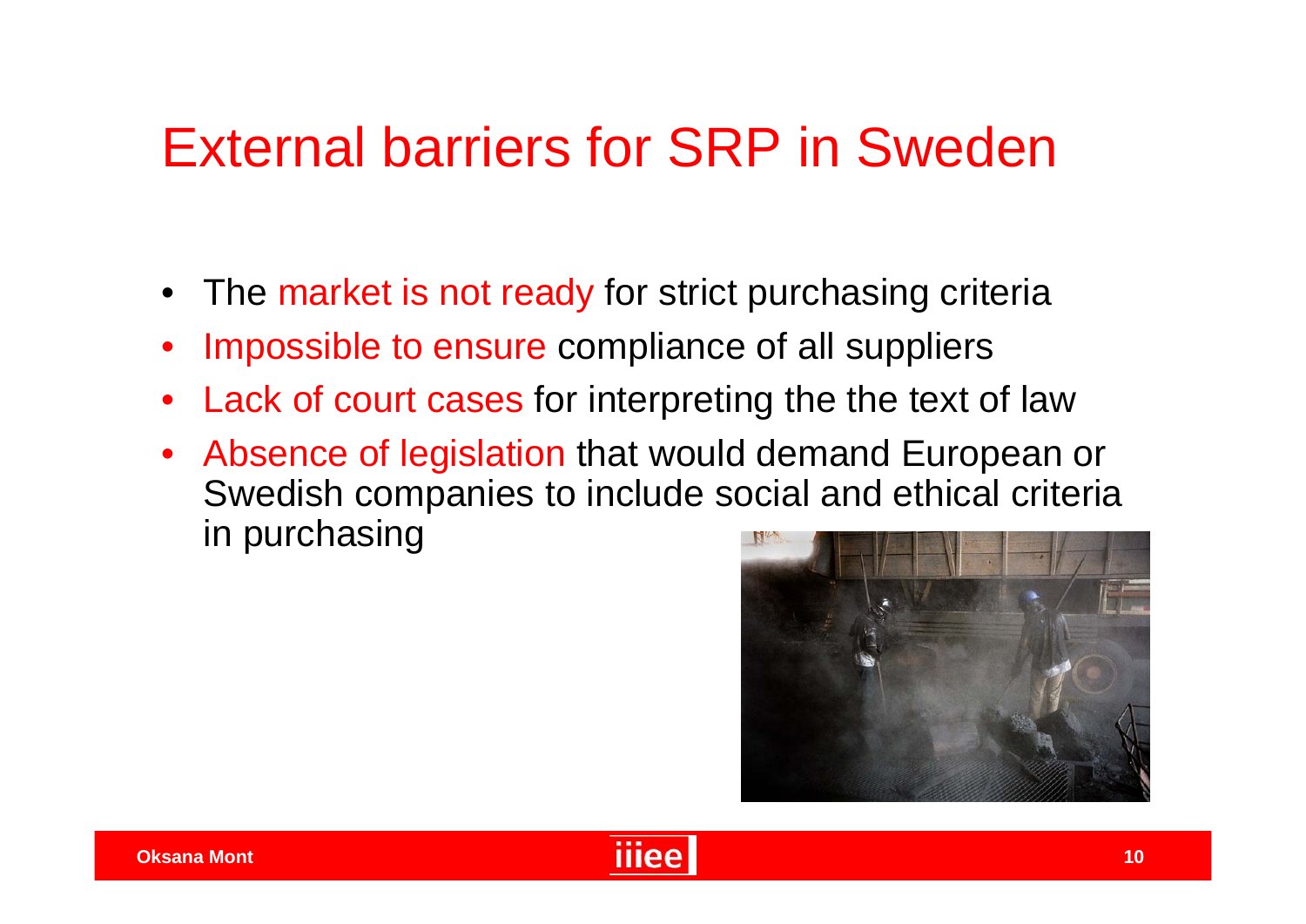# External barriers for SRP in Sweden

- The market is not ready for strict purchasing criteria
- Impossible to ensure compliance of all suppliers
- Lack of court cases for interpreting the the text of law
- Absence of legislation that would demand European or Swedish companies to include social and ethical criteria in purchasing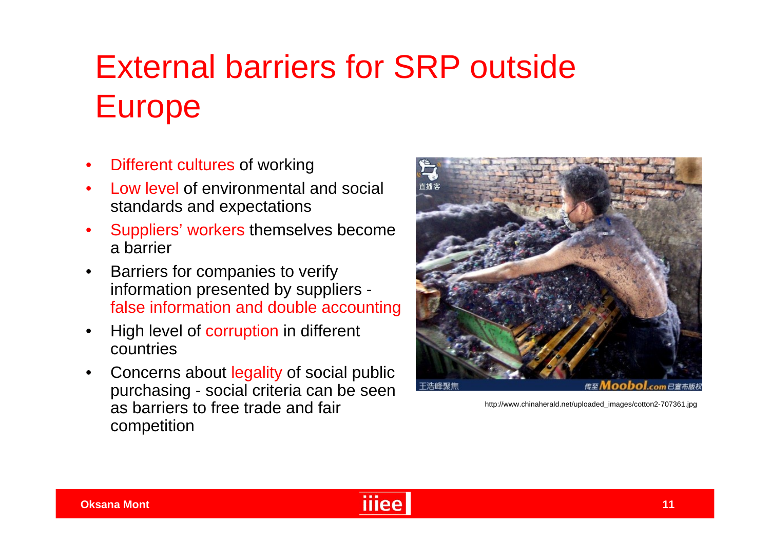# External barriers for SRP outside Europe

- Different cultures of working
- Low level of environmental and social standards and expectations
- Suppliers' workers themselves become a barrier
- Barriers for companies to verify information presented by suppliers - false information and double accounting
- High level of corruption in different countries
- Concerns about legality of social public purchasing - social criteria can be seen as barriers to free trade and fair competition

http://www.chinaherald.net/uploaded_images/cotton2-707361.jpg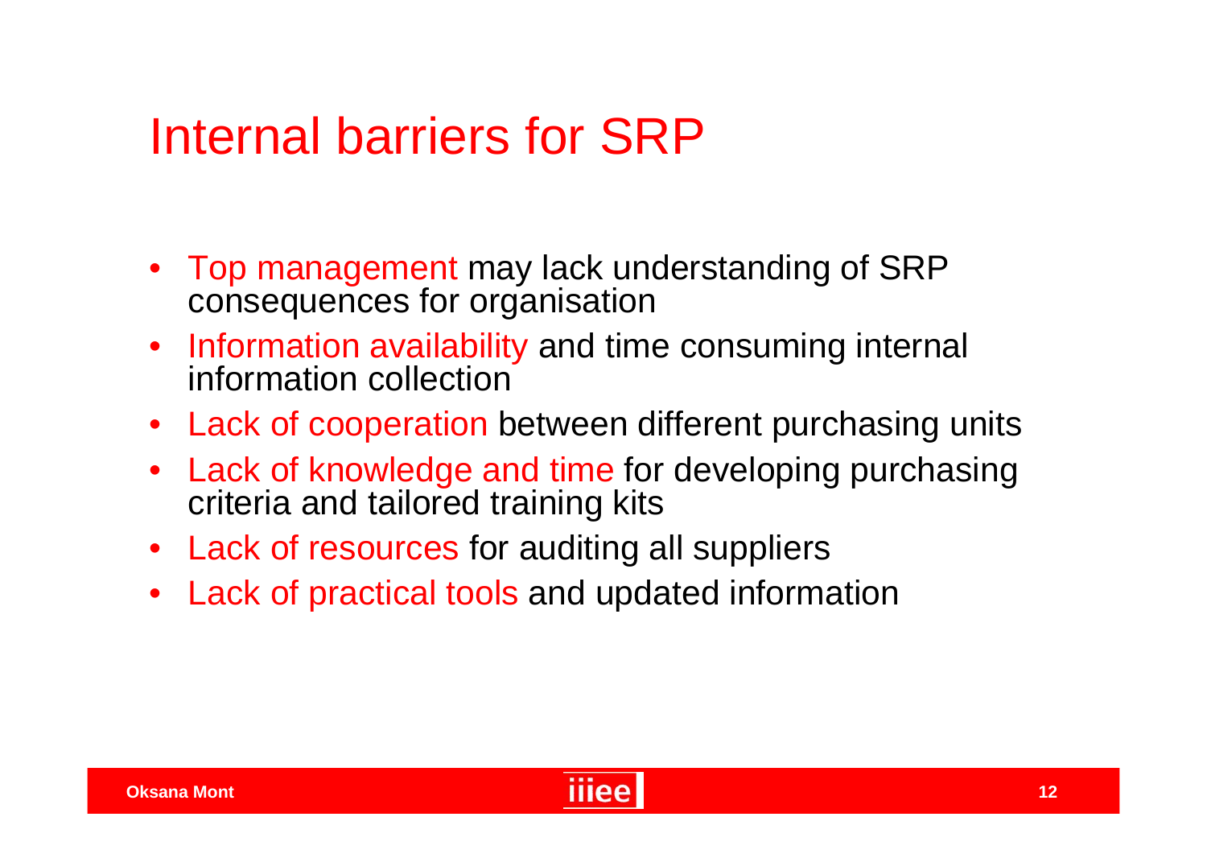# Internal barriers for SRP

- Top management may lack understanding of SRP consequences for organisation
- Information availability and time consuming internal information collection
- Lack of cooperation between different purchasing units
- Lack of knowledge and time for developing purchasing criteria and tailored training kits
- Lack of resources for auditing all suppliers
- Lack of practical tools and updated information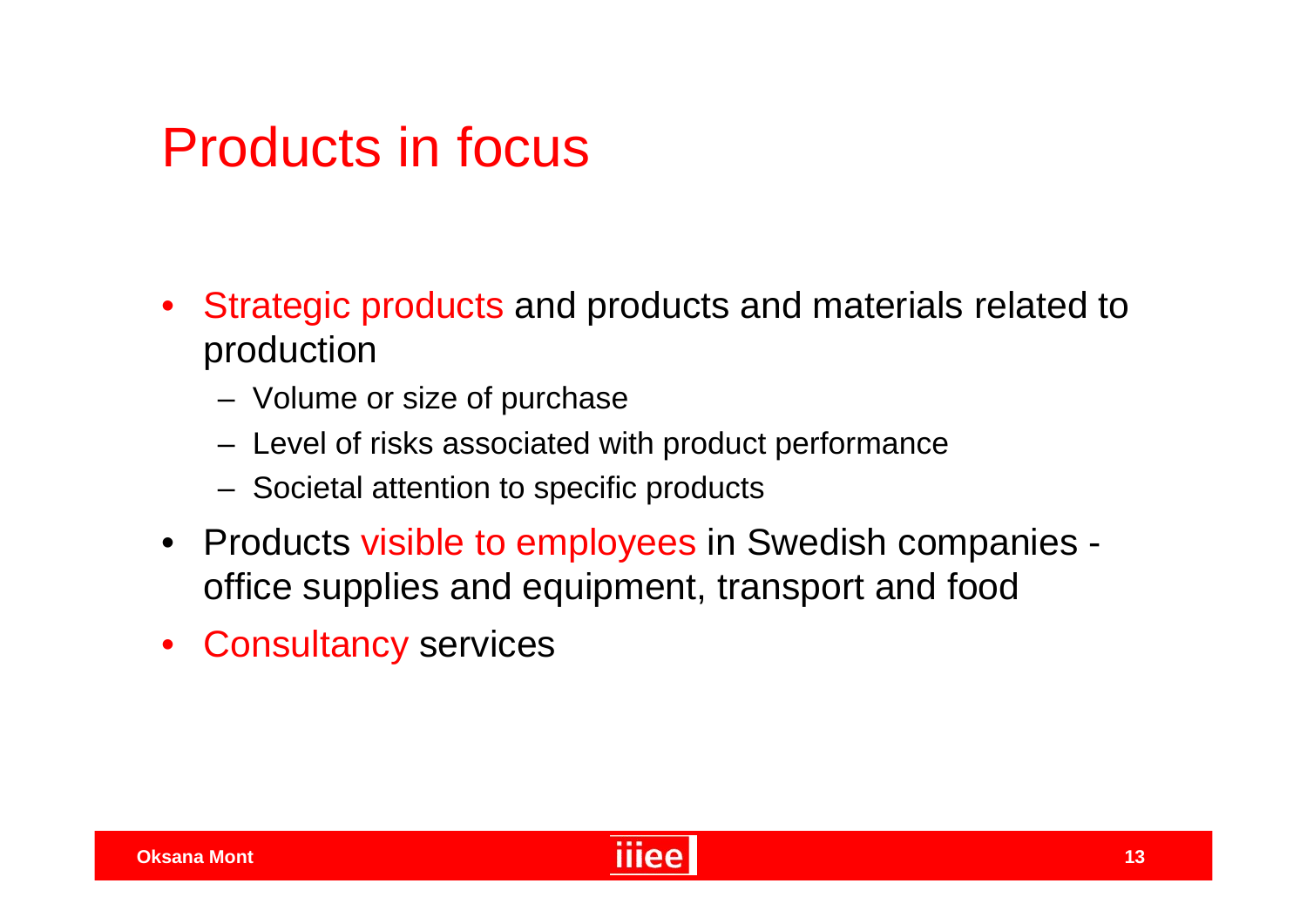# Products in focus

- Strategic products and products and materials related to production
  - Volume or size of purchase
  - Level of risks associated with product performance
  - Societal attention to specific products
- Products visible to employees in Swedish companies - office supplies and equipment, transport and food
- Consultancy services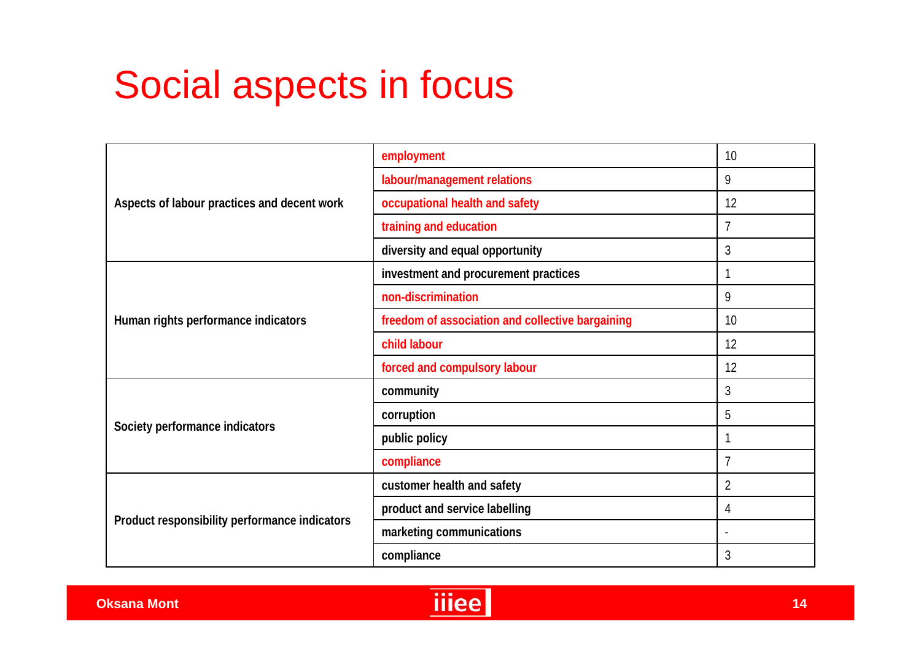# Social aspects in focus

| | | |
|---|---|---|
| Aspects of labour practices and decent work | employment | 10 |
| | labour/management relations | 9 |
| | occupational health and safety | 12 |
| | training and education | 7 |
| | diversity and equal opportunity | 3 |
| Human rights performance indicators | investment and procurement practices | 1 |
| | non-discrimination | 9 |
| | freedom of association and collective bargaining | 10 |
| | child labour | 12 |
| | forced and compulsory labour | 12 |
| Society performance indicators | community | 3 |
| | corruption | 5 |
| | public policy | 1 |
| | compliance | 7 |
| Product responsibility performance indicators | customer health and safety | 2 |
| | product and service labelling | 4 |
| | marketing communications | - |
| | compliance | 3 |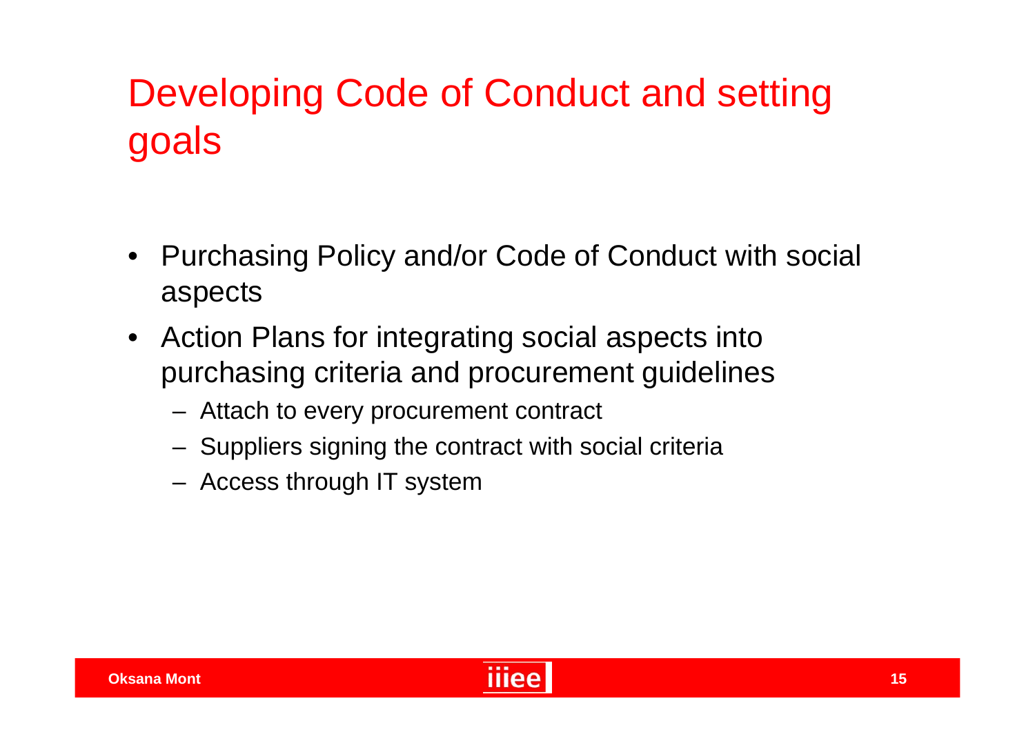# Developing Code of Conduct and setting goals

- Purchasing Policy and/or Code of Conduct with social aspects
- Action Plans for integrating social aspects into purchasing criteria and procurement guidelines
  - Attach to every procurement contract
  - Suppliers signing the contract with social criteria
  - Access through IT system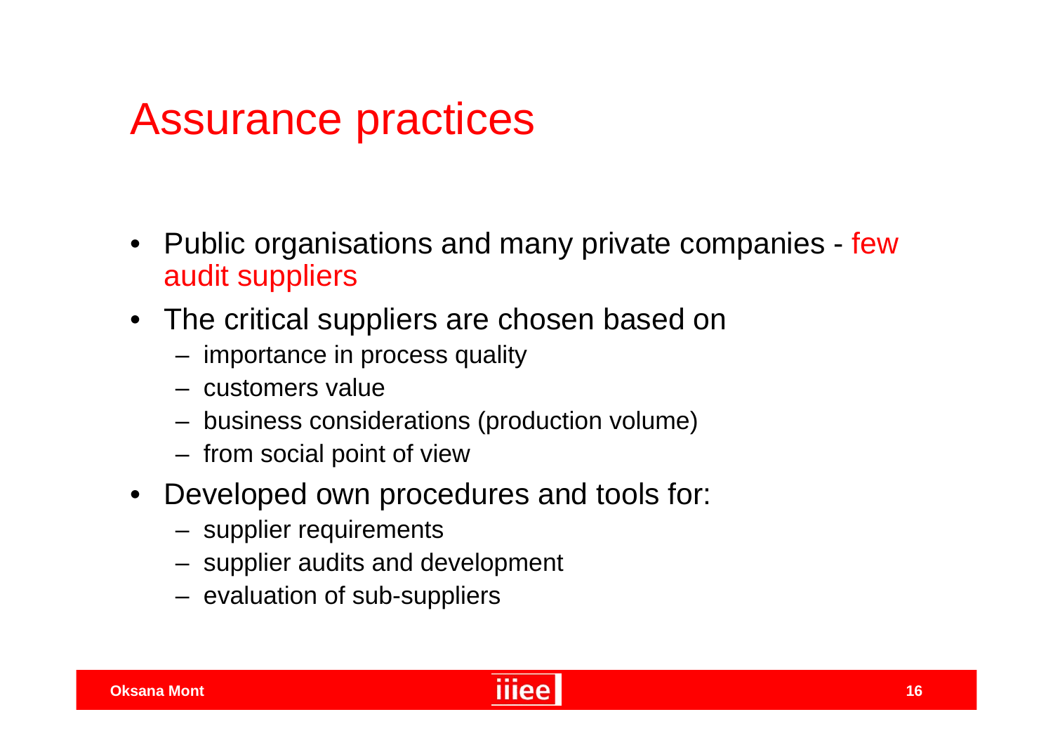# Assurance practices

- Public organisations and many private companies - few audit suppliers
- The critical suppliers are chosen based on
  - importance in process quality
  - customers value
  - business considerations (production volume)
  - from social point of view
- Developed own procedures and tools for:
  - supplier requirements
  - supplier audits and development
  - evaluation of sub-suppliers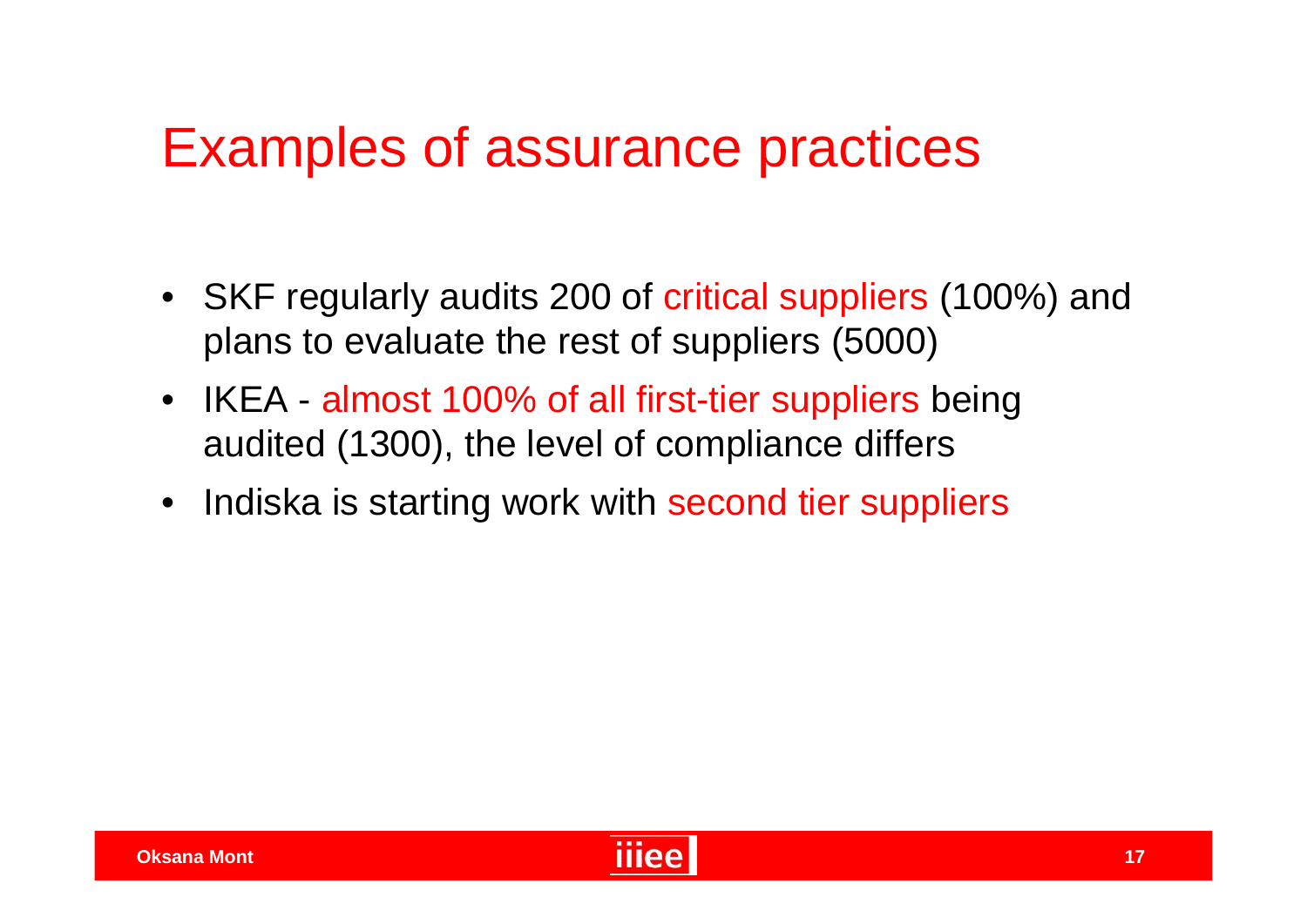# Examples of assurance practices

- SKF regularly audits 200 of critical suppliers (100%) and plans to evaluate the rest of suppliers (5000)
- IKEA - almost 100% of all first-tier suppliers being audited (1300), the level of compliance differs
- Indiska is starting work with second tier suppliers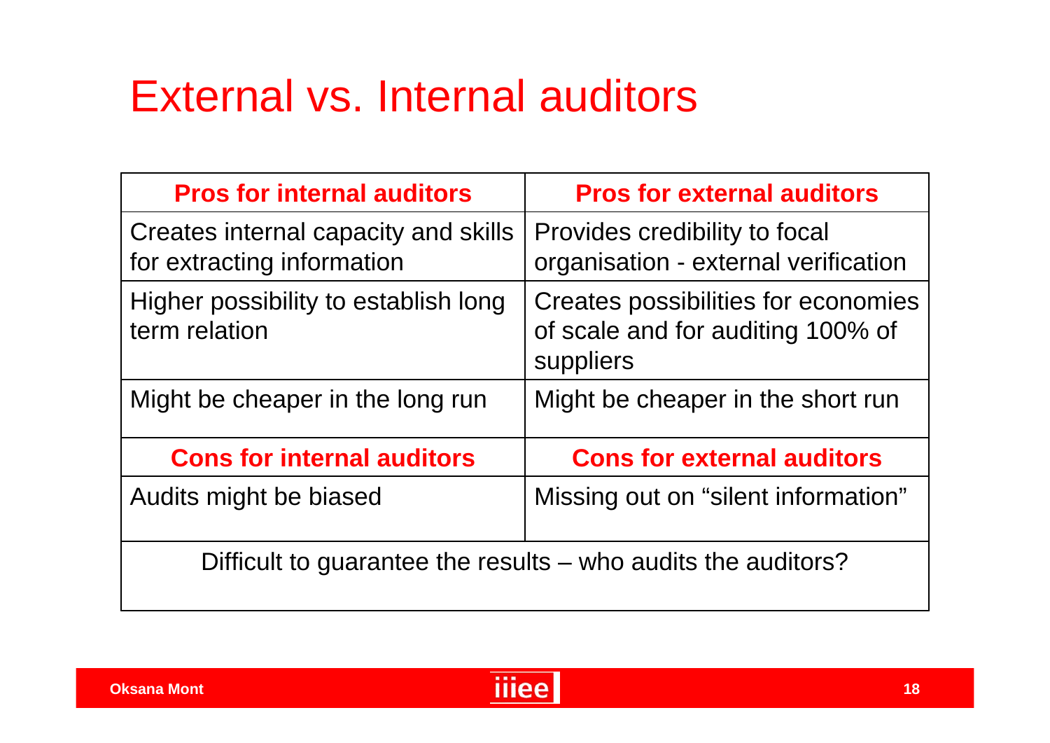# External vs. Internal auditors

| Pros for internal auditors | Pros for external auditors |
|---|---|
| Creates internal capacity and skills for extracting information | Provides credibility to focal organisation - external verification |
| Higher possibility to establish long term relation | Creates possibilities for economies of scale and for auditing 100% of suppliers |
| Might be cheaper in the long run | Might be cheaper in the short run |
| **Cons for internal auditors** | **Cons for external auditors** |
| Audits might be biased | Missing out on “silent information” |
| Difficult to guarantee the results – who audits the auditors? | |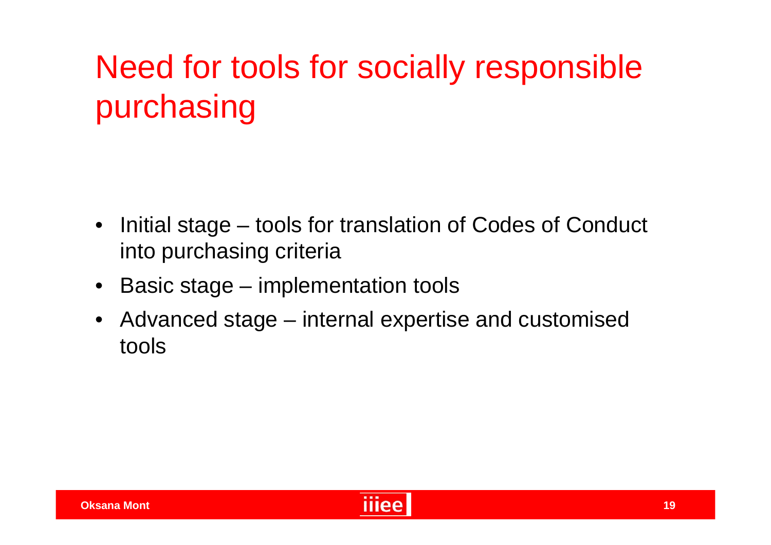# Need for tools for socially responsible purchasing

- Initial stage – tools for translation of Codes of Conduct into purchasing criteria
- Basic stage – implementation tools
- Advanced stage – internal expertise and customised tools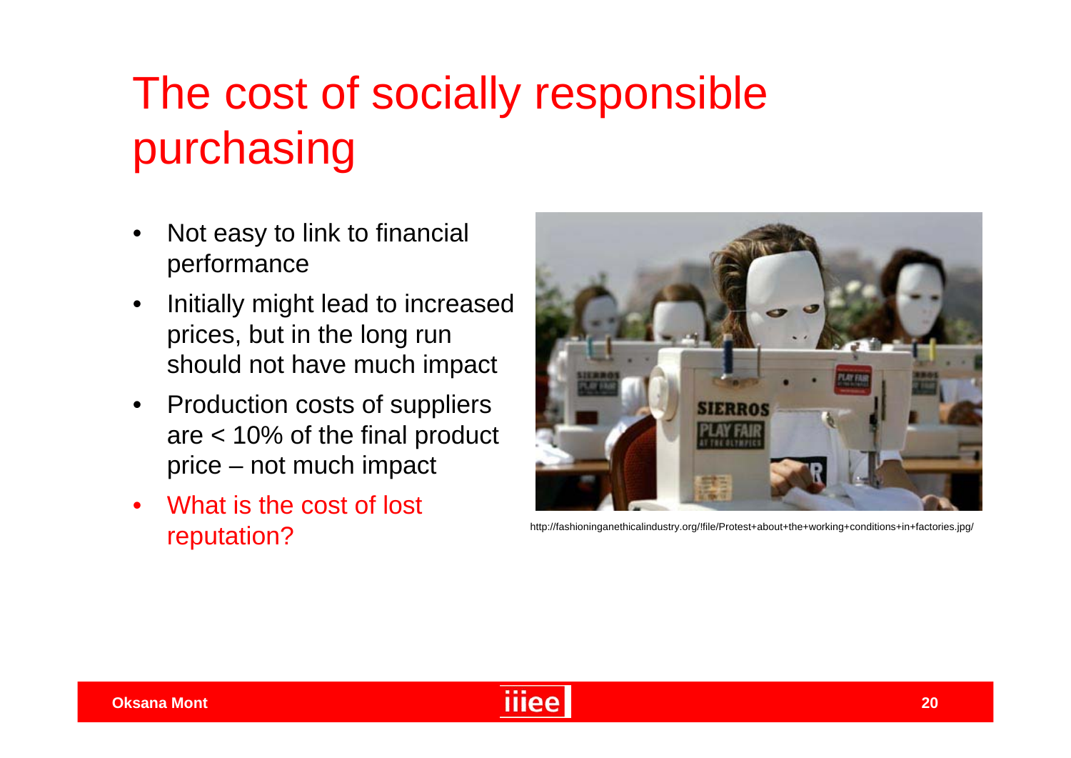# The cost of socially responsible purchasing

- Not easy to link to financial performance
- Initially might lead to increased prices, but in the long run should not have much impact
- Production costs of suppliers are < 10% of the final product price – not much impact
- What is the cost of lost reputation?

http://fashioninganethicalindustry.org/!file/Protest+about+the+working+conditions+in+factories.jpg/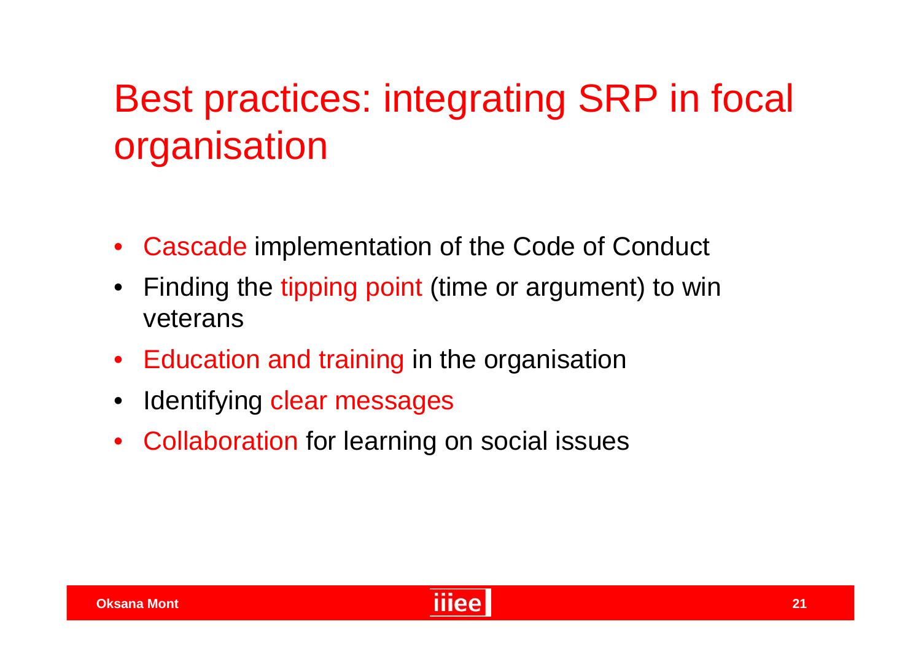# Best practices: integrating SRP in focal organisation

- Cascade implementation of the Code of Conduct
- Finding the tipping point (time or argument) to win veterans
- Education and training in the organisation
- Identifying clear messages
- Collaboration for learning on social issues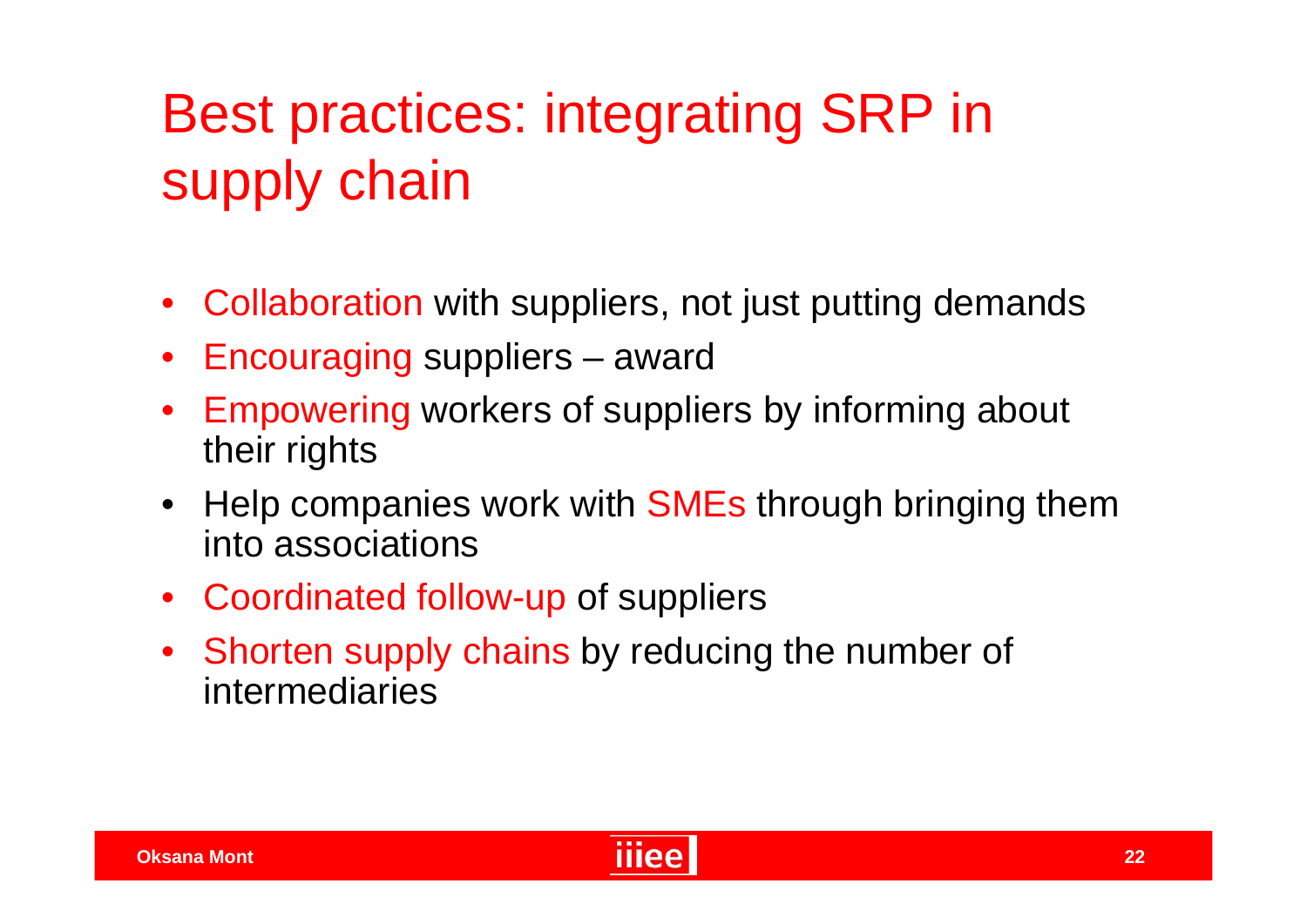# Best practices: integrating SRP in supply chain

- Collaboration with suppliers, not just putting demands
- Encouraging suppliers – award
- Empowering workers of suppliers by informing about their rights
- Help companies work with SMEs through bringing them into associations
- Coordinated follow-up of suppliers
- Shorten supply chains by reducing the number of intermediaries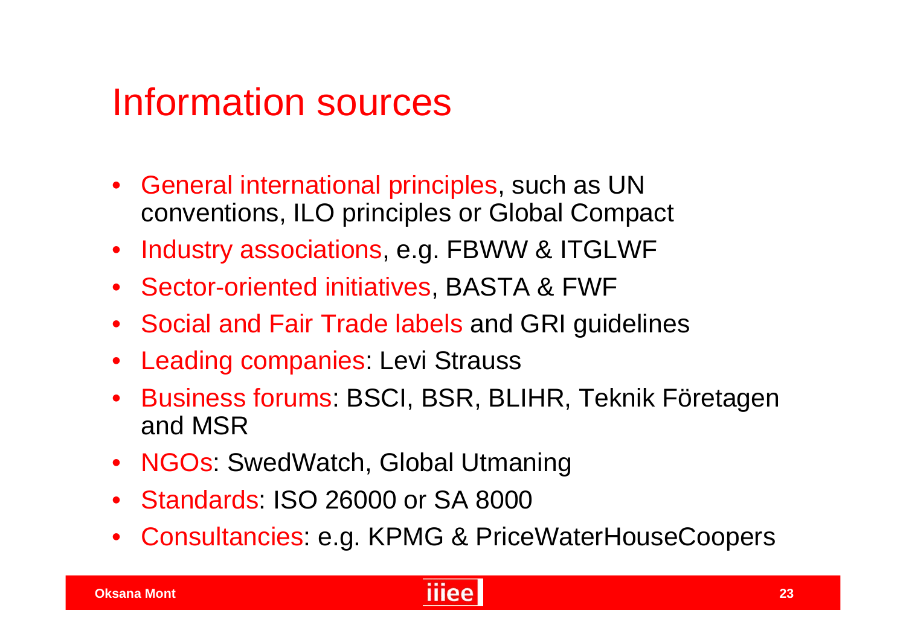# Information sources

- General international principles, such as UN conventions, ILO principles or Global Compact
- Industry associations, e.g. FBWW & ITGLWF
- Sector-oriented initiatives, BASTA & FWF
- Social and Fair Trade labels and GRI guidelines
- Leading companies: Levi Strauss
- Business forums: BSCI, BSR, BLIHR, Teknik Företagen and MSR
- NGOs: SwedWatch, Global Utmaning
- Standards: ISO 26000 or SA 8000
- Consultancies: e.g. KPMG & PriceWaterHouseCoopers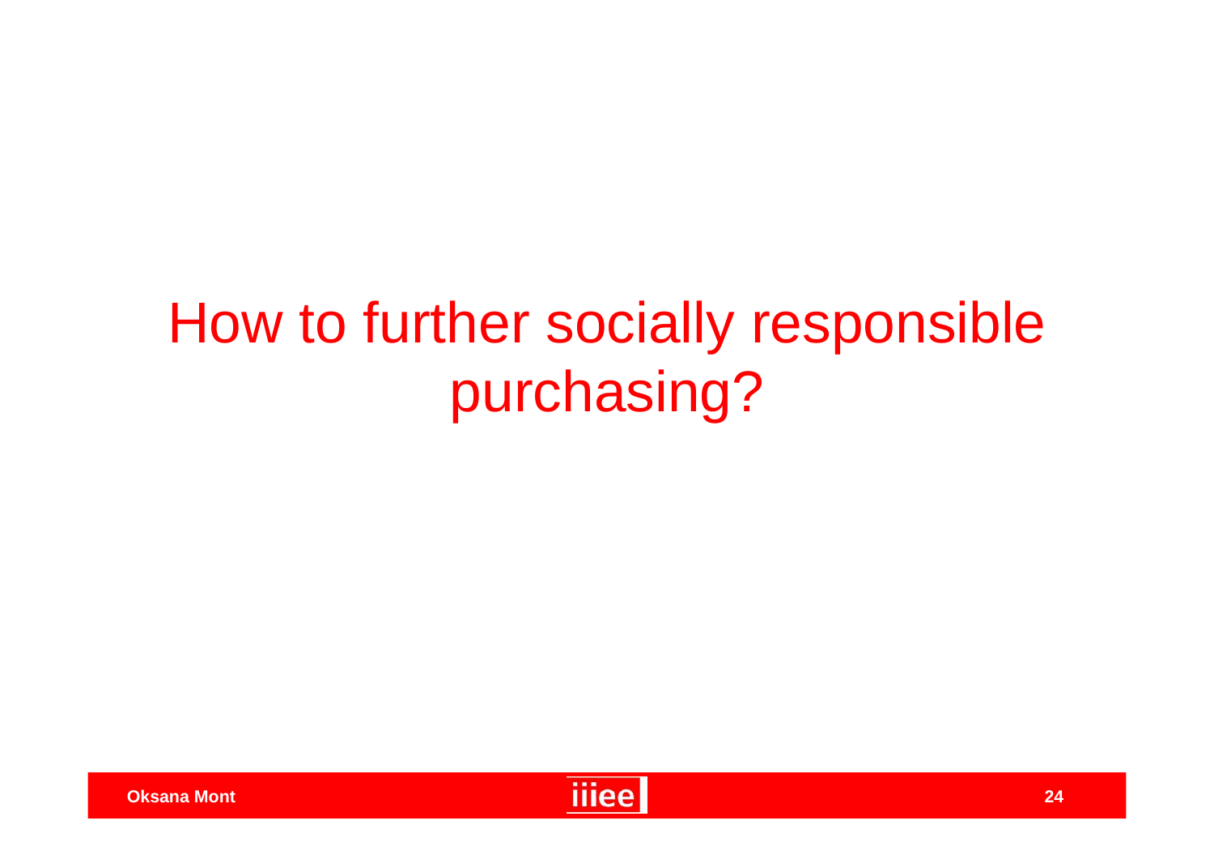# How to further socially responsible purchasing?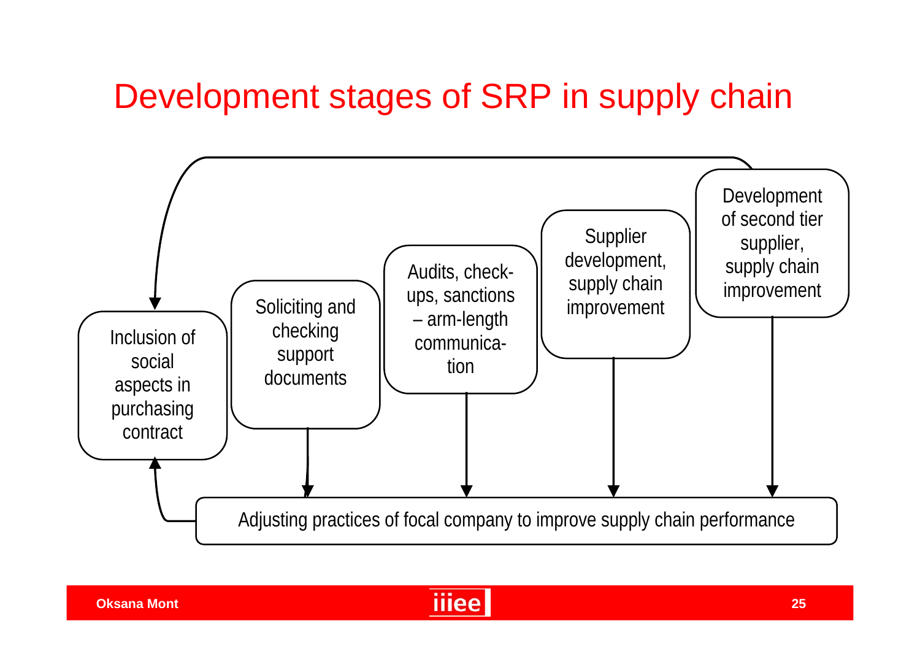# Development stages of SRP in supply chain

Inclusion of social aspects in purchasing contract

Soliciting and checking support documents

Audits, check-ups, sanctions – arm-length communica-tion

Supplier development, supply chain improvement

Development of second tier supplier, supply chain improvement

Adjusting practices of focal company to improve supply chain performance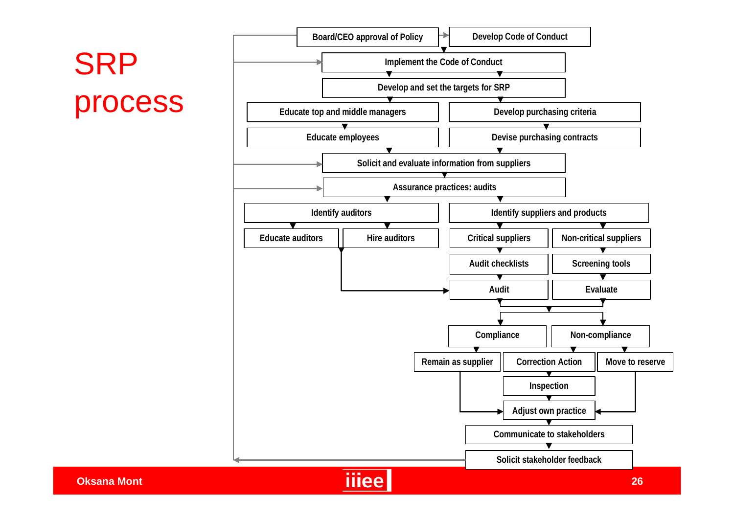# SRP process

- Board/CEO approval of Policy
- Develop Code of Conduct
- Implement the Code of Conduct
- Develop and set the targets for SRP
- Educate top and middle managers
- Develop purchasing criteria
- Educate employees
- Devise purchasing contracts
- Solicit and evaluate information from suppliers
- Assurance practices: audits
- Identify auditors
- Identify suppliers and products
- Educate auditors
- Hire auditors
- Critical suppliers
- Non-critical suppliers
- Audit checklists
- Screening tools
- Audit
- Evaluate
- Compliance
- Non-compliance
- Remain as supplier
- Correction Action
- Move to reserve
- Inspection
- Adjust own practice
- Communicate to stakeholders
- Solicit stakeholder feedback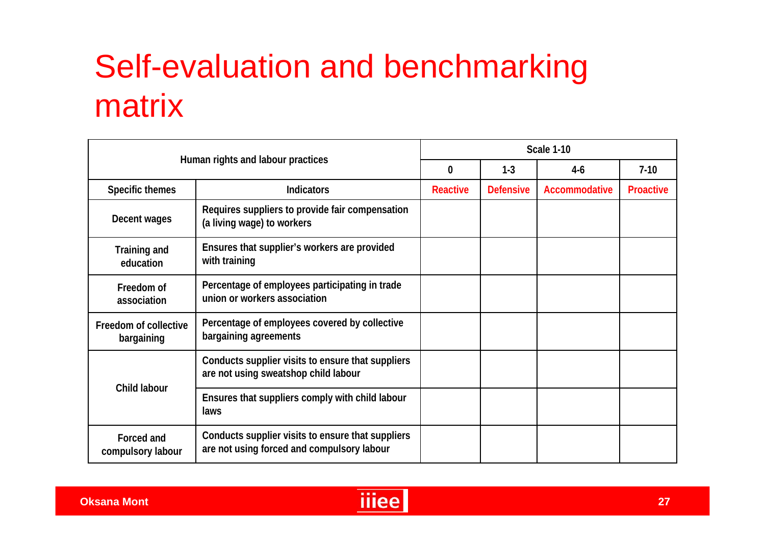# Self-evaluation and benchmarking matrix

| Human rights and labour practices | | Scale 1-10 | | | |
|---|---|---|---|---|---|
| | | 0 | 1-3 | 4-6 | 7-10 |
| Specific themes | Indicators | Reactive | Defensive | Accommodative | Proactive |
| Decent wages | Requires suppliers to provide fair compensation (a living wage) to workers | | | | |
| Training and education | Ensures that supplier's workers are provided with training | | | | |
| Freedom of association | Percentage of employees participating in trade union or workers association | | | | |
| Freedom of collective bargaining | Percentage of employees covered by collective bargaining agreements | | | | |
| Child labour | Conducts supplier visits to ensure that suppliers are not using sweatshop child labour | | | | |
| | Ensures that suppliers comply with child labour laws | | | | |
| Forced and compulsory labour | Conducts supplier visits to ensure that suppliers are not using forced and compulsory labour | | | | |